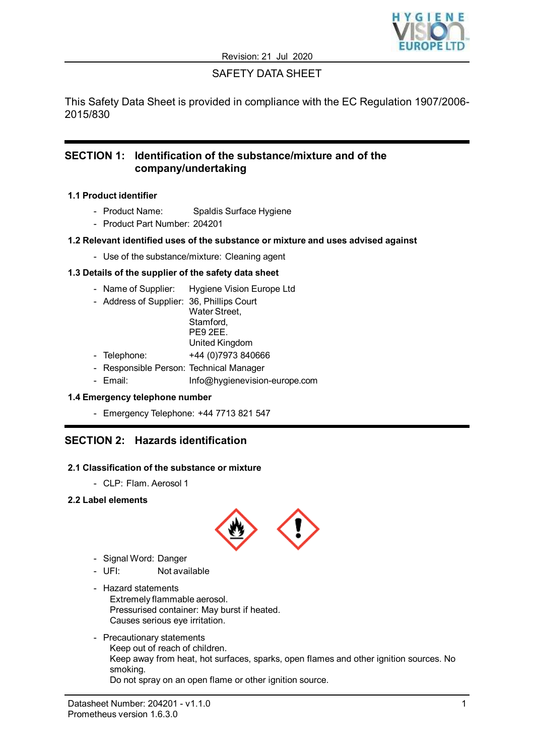Revision: 21 Jul 2020

SAFETY DATA SHEET

This Safety Data Sheet is provided in compliance with the EC Regulation 1907/2006-2015/830

## SECTION 1: Identification of the substance/mixture and of the company/undertaking

### 1.1 Product identifier

- Product Name: Spaldis Surface Hygiene
- Product Part Number: 204201

### 1.2 Relevant identified uses of the substance or mixture and uses advised against

- Use of the substance/mixture: Cleaning agent

### 1.3 Details of the supplier of the safety data sheet

- Name of Supplier: Hygiene Vision Europe Ltd
- Address of Supplier: 36, Phillips Court
  Water Street,
  Stamford,
  PE9 2EE.
  United Kingdom
- Telephone: +44 (0)7973 840666
- Responsible Person: Technical Manager
- Email: Info@hygienevision-europe.com

### 1.4 Emergency telephone number

- Emergency Telephone: +44 7713 821 547

## SECTION 2: Hazards identification

### 2.1 Classification of the substance or mixture

- CLP: Flam. Aerosol 1

### 2.2 Label elements

- Signal Word: Danger
- UFI: Not available
- Hazard statements
  Extremely flammable aerosol.
  Pressurised container: May burst if heated.
  Causes serious eye irritation.
- Precautionary statements
  Keep out of reach of children.
  Keep away from heat, hot surfaces, sparks, open flames and other ignition sources. No smoking.
  Do not spray on an open flame or other ignition source.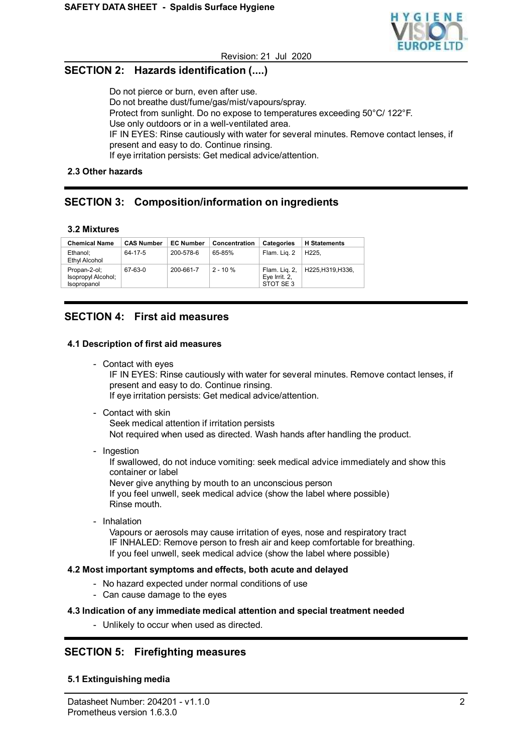## SECTION 2: Hazards identification (....)

Do not pierce or burn, even after use.
Do not breathe dust/fume/gas/mist/vapours/spray.
Protect from sunlight. Do no expose to temperatures exceeding 50°C/ 122°F.
Use only outdoors or in a well-ventilated area.
IF IN EYES: Rinse cautiously with water for several minutes. Remove contact lenses, if present and easy to do. Continue rinsing.
If eye irritation persists: Get medical advice/attention.

### 2.3 Other hazards

## SECTION 3: Composition/information on ingredients

### 3.2 Mixtures

| Chemical Name | CAS Number | EC Number | Concentration | Categories | H Statements |
|---|---|---|---|---|---|
| Ethanol; Ethyl Alcohol | 64-17-5 | 200-578-6 | 65-85% | Flam. Liq. 2 | H225, |
| Propan-2-ol; Isopropyl Alcohol; Isopropanol | 67-63-0 | 200-661-7 | 2 - 10 % | Flam. Liq. 2, Eye Irrit. 2, STOT SE 3 | H225,H319,H336, |

## SECTION 4: First aid measures

### 4.1 Description of first aid measures

- Contact with eyes
  IF IN EYES: Rinse cautiously with water for several minutes. Remove contact lenses, if present and easy to do. Continue rinsing.
  If eye irritation persists: Get medical advice/attention.
- Contact with skin
  Seek medical attention if irritation persists
  Not required when used as directed. Wash hands after handling the product.
- Ingestion
  If swallowed, do not induce vomiting: seek medical advice immediately and show this container or label
  Never give anything by mouth to an unconscious person
  If you feel unwell, seek medical advice (show the label where possible)
  Rinse mouth.
- Inhalation
  Vapours or aerosols may cause irritation of eyes, nose and respiratory tract
  IF INHALED: Remove person to fresh air and keep comfortable for breathing.
  If you feel unwell, seek medical advice (show the label where possible)

### 4.2 Most important symptoms and effects, both acute and delayed

- No hazard expected under normal conditions of use
- Can cause damage to the eyes

### 4.3 Indication of any immediate medical attention and special treatment needed

- Unlikely to occur when used as directed.

## SECTION 5: Firefighting measures

### 5.1 Extinguishing media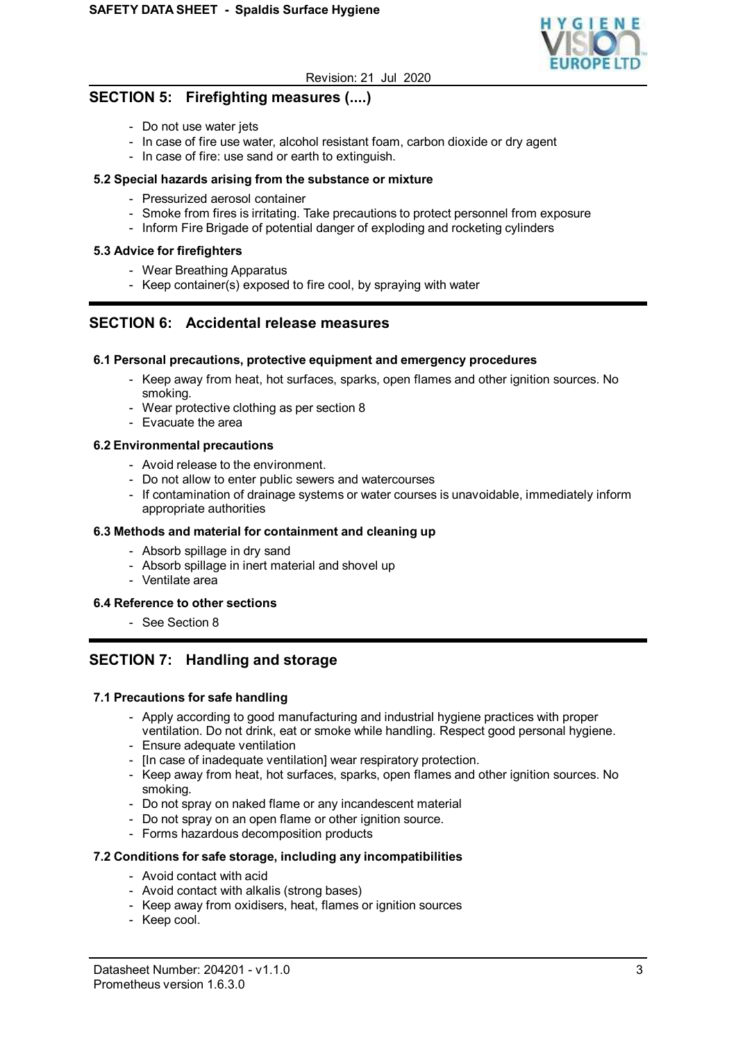## SECTION 5: Firefighting measures (....)

- Do not use water jets
- In case of fire use water, alcohol resistant foam, carbon dioxide or dry agent
- In case of fire: use sand or earth to extinguish.

### 5.2 Special hazards arising from the substance or mixture

- Pressurized aerosol container
- Smoke from fires is irritating. Take precautions to protect personnel from exposure
- Inform Fire Brigade of potential danger of exploding and rocketing cylinders

### 5.3 Advice for firefighters

- Wear Breathing Apparatus
- Keep container(s) exposed to fire cool, by spraying with water

## SECTION 6: Accidental release measures

### 6.1 Personal precautions, protective equipment and emergency procedures

- Keep away from heat, hot surfaces, sparks, open flames and other ignition sources. No smoking.
- Wear protective clothing as per section 8
- Evacuate the area

### 6.2 Environmental precautions

- Avoid release to the environment.
- Do not allow to enter public sewers and watercourses
- If contamination of drainage systems or water courses is unavoidable, immediately inform appropriate authorities

### 6.3 Methods and material for containment and cleaning up

- Absorb spillage in dry sand
- Absorb spillage in inert material and shovel up
- Ventilate area

### 6.4 Reference to other sections

- See Section 8

## SECTION 7: Handling and storage

### 7.1 Precautions for safe handling

- Apply according to good manufacturing and industrial hygiene practices with proper ventilation. Do not drink, eat or smoke while handling. Respect good personal hygiene.
- Ensure adequate ventilation
- [In case of inadequate ventilation] wear respiratory protection.
- Keep away from heat, hot surfaces, sparks, open flames and other ignition sources. No smoking.
- Do not spray on naked flame or any incandescent material
- Do not spray on an open flame or other ignition source.
- Forms hazardous decomposition products

### 7.2 Conditions for safe storage, including any incompatibilities

- Avoid contact with acid
- Avoid contact with alkalis (strong bases)
- Keep away from oxidisers, heat, flames or ignition sources
- Keep cool.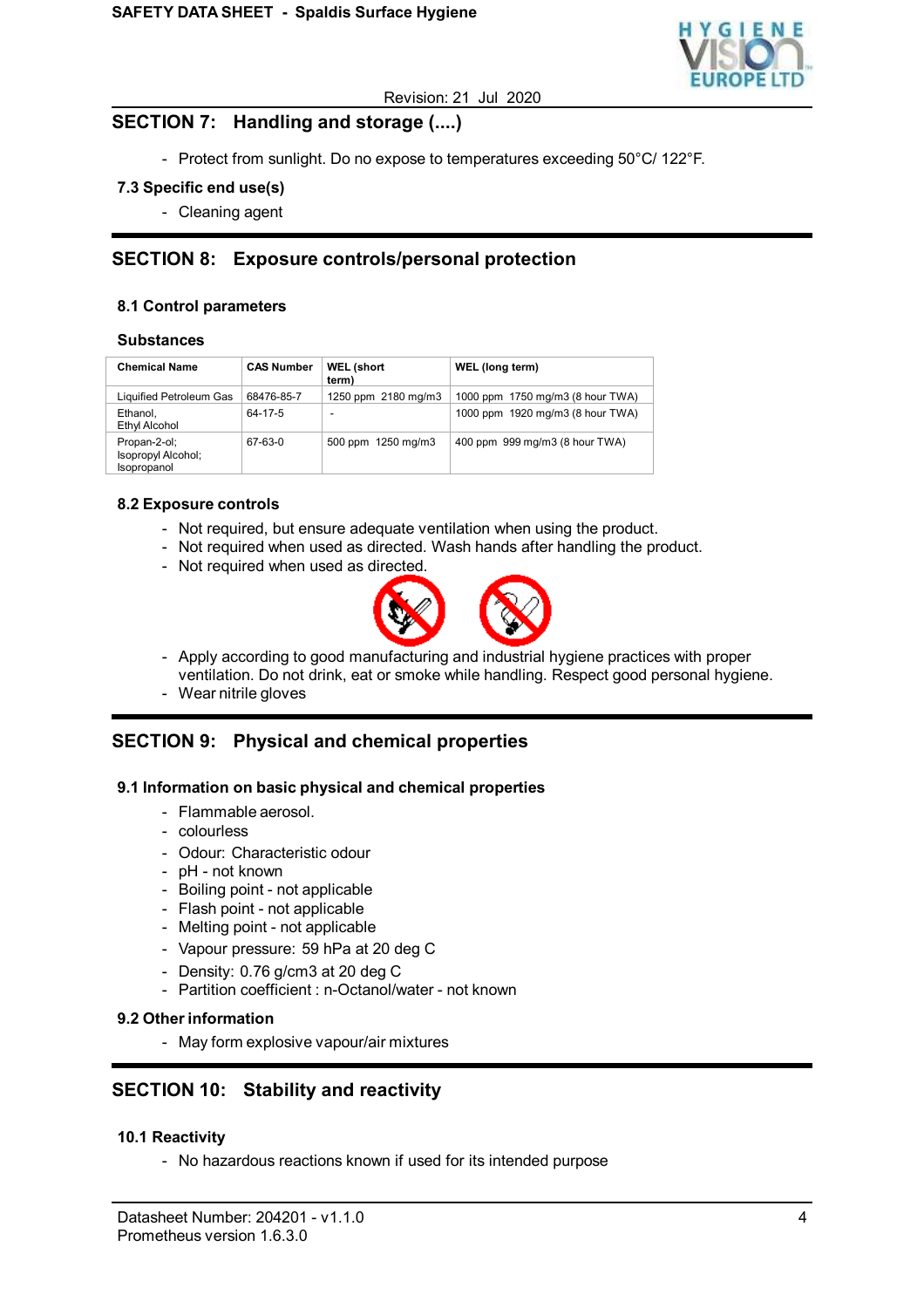## SECTION 7: Handling and storage (....)

- Protect from sunlight. Do no expose to temperatures exceeding 50°C/ 122°F.

### 7.3 Specific end use(s)

- Cleaning agent

## SECTION 8: Exposure controls/personal protection

### 8.1 Control parameters

#### Substances

| Chemical Name | CAS Number | WEL (short term) | WEL (long term) |
|---|---|---|---|
| Liquified Petroleum Gas | 68476-85-7 | 1250 ppm 2180 mg/m3 | 1000 ppm 1750 mg/m3 (8 hour TWA) |
| Ethanol, Ethyl Alcohol | 64-17-5 | - | 1000 ppm 1920 mg/m3 (8 hour TWA) |
| Propan-2-ol; Isopropyl Alcohol; Isopropanol | 67-63-0 | 500 ppm 1250 mg/m3 | 400 ppm 999 mg/m3 (8 hour TWA) |

### 8.2 Exposure controls

- Not required, but ensure adequate ventilation when using the product.
- Not required when used as directed. Wash hands after handling the product.
- Not required when used as directed.
- Apply according to good manufacturing and industrial hygiene practices with proper ventilation. Do not drink, eat or smoke while handling. Respect good personal hygiene.
- Wear nitrile gloves

## SECTION 9: Physical and chemical properties

### 9.1 Information on basic physical and chemical properties

- Flammable aerosol.
- colourless
- Odour: Characteristic odour
- pH - not known
- Boiling point - not applicable
- Flash point - not applicable
- Melting point - not applicable
- Vapour pressure: 59 hPa at 20 deg C
- Density: 0.76 g/cm3 at 20 deg C
- Partition coefficient : n-Octanol/water - not known

### 9.2 Other information

- May form explosive vapour/air mixtures

## SECTION 10: Stability and reactivity

### 10.1 Reactivity

- No hazardous reactions known if used for its intended purpose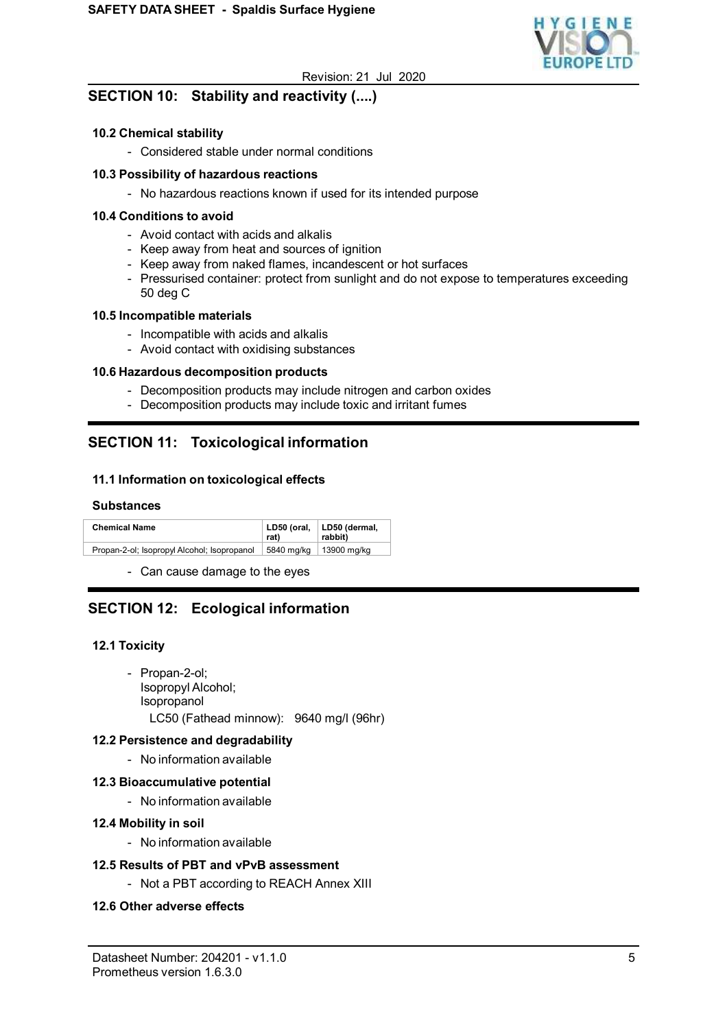## SECTION 10: Stability and reactivity (....)

### 10.2 Chemical stability

- Considered stable under normal conditions

### 10.3 Possibility of hazardous reactions

- No hazardous reactions known if used for its intended purpose

### 10.4 Conditions to avoid

- Avoid contact with acids and alkalis
- Keep away from heat and sources of ignition
- Keep away from naked flames, incandescent or hot surfaces
- Pressurised container: protect from sunlight and do not expose to temperatures exceeding 50 deg C

### 10.5 Incompatible materials

- Incompatible with acids and alkalis
- Avoid contact with oxidising substances

### 10.6 Hazardous decomposition products

- Decomposition products may include nitrogen and carbon oxides
- Decomposition products may include toxic and irritant fumes

## SECTION 11: Toxicological information

### 11.1 Information on toxicological effects

**Substances**

| Chemical Name | LD50 (oral, rat) | LD50 (dermal, rabbit) |
|---|---|---|
| Propan-2-ol; Isopropyl Alcohol; Isopropanol | 5840 mg/kg | 13900 mg/kg |

- Can cause damage to the eyes

## SECTION 12: Ecological information

### 12.1 Toxicity

- Propan-2-ol;
  Isopropyl Alcohol;
  Isopropanol
  LC50 (Fathead minnow): 9640 mg/l (96hr)

### 12.2 Persistence and degradability

- No information available

### 12.3 Bioaccumulative potential

- No information available

### 12.4 Mobility in soil

- No information available

### 12.5 Results of PBT and vPvB assessment

- Not a PBT according to REACH Annex XIII

### 12.6 Other adverse effects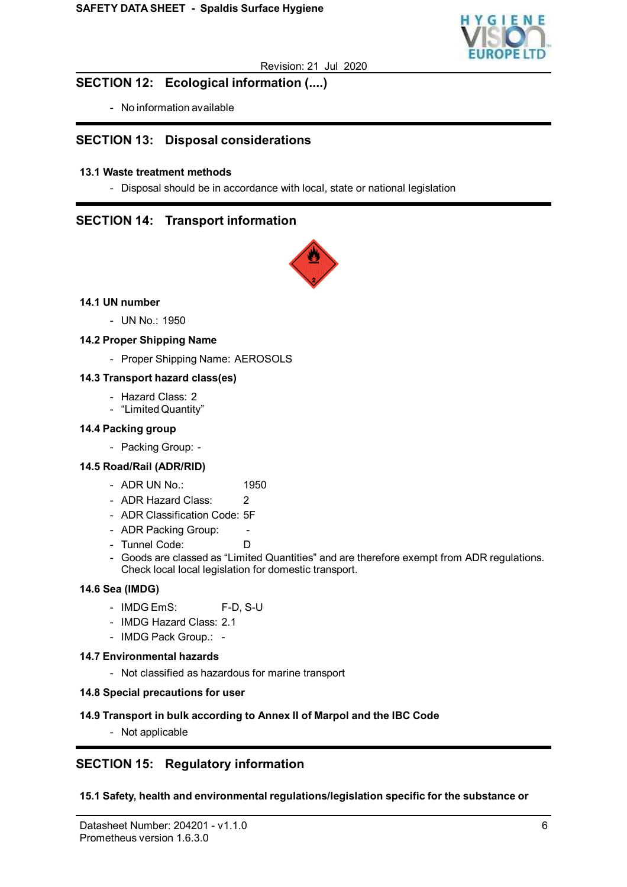## SECTION 12: Ecological information (....)

- No information available

## SECTION 13: Disposal considerations

### 13.1 Waste treatment methods

- Disposal should be in accordance with local, state or national legislation

## SECTION 14: Transport information

### 14.1 UN number

- UN No.: 1950

### 14.2 Proper Shipping Name

- Proper Shipping Name: AEROSOLS

### 14.3 Transport hazard class(es)

- Hazard Class: 2
- "Limited Quantity"

### 14.4 Packing group

- Packing Group: -

### 14.5 Road/Rail (ADR/RID)

- ADR UN No.: 1950
- ADR Hazard Class: 2
- ADR Classification Code: 5F
- ADR Packing Group: -
- Tunnel Code: D
- Goods are classed as "Limited Quantities" and are therefore exempt from ADR regulations. Check local local legislation for domestic transport.

### 14.6 Sea (IMDG)

- IMDG EmS: F-D, S-U
- IMDG Hazard Class: 2.1
- IMDG Pack Group.: -

### 14.7 Environmental hazards

- Not classified as hazardous for marine transport

### 14.8 Special precautions for user

### 14.9 Transport in bulk according to Annex II of Marpol and the IBC Code

- Not applicable

## SECTION 15: Regulatory information

### 15.1 Safety, health and environmental regulations/legislation specific for the substance or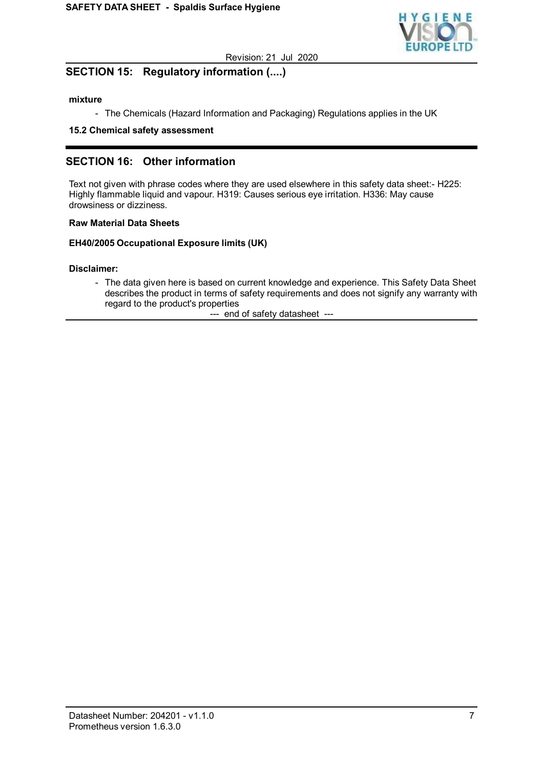## SECTION 15: Regulatory information (....)

**mixture**

- The Chemicals (Hazard Information and Packaging) Regulations applies in the UK

**15.2 Chemical safety assessment**

## SECTION 16: Other information

Text not given with phrase codes where they are used elsewhere in this safety data sheet:- H225: Highly flammable liquid and vapour. H319: Causes serious eye irritation. H336: May cause drowsiness or dizziness.

**Raw Material Data Sheets**

**EH40/2005 Occupational Exposure limits (UK)**

**Disclaimer:**

- The data given here is based on current knowledge and experience. This Safety Data Sheet describes the product in terms of safety requirements and does not signify any warranty with regard to the product's properties

--- end of safety datasheet ---